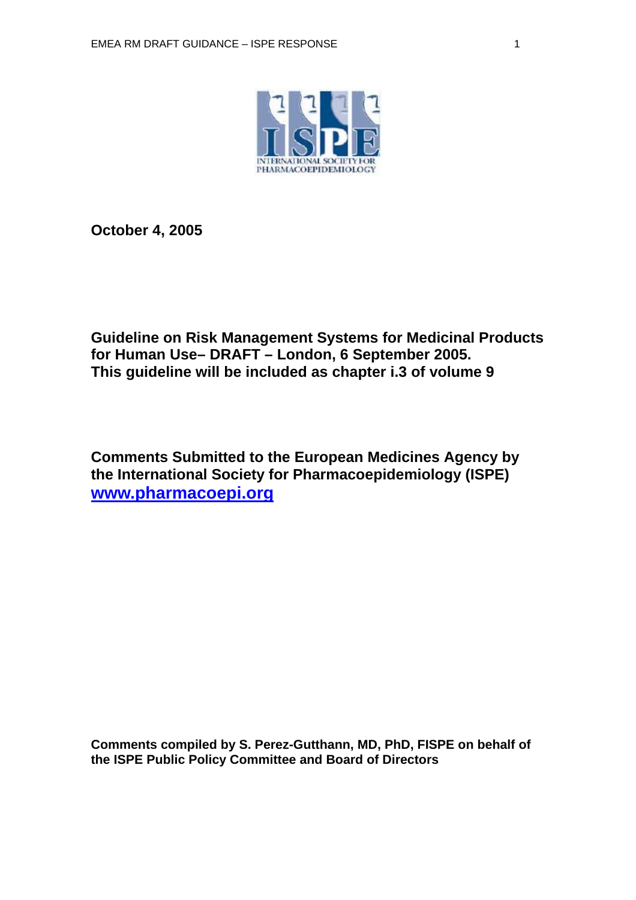**October 4, 2005**

**Guideline on Risk Management Systems for Medicinal Products for Human Use– DRAFT – London, 6 September 2005. This guideline will be included as chapter i.3 of volume 9**

**Comments Submitted to the European Medicines Agency by the International Society for Pharmacoepidemiology (ISPE) [www.pharmacoepi.org](http://www.pharmacoepi.org)**

**Comments compiled by S. Perez-Gutthann, MD, PhD, FISPE on behalf of the ISPE Public Policy Committee and Board of Directors**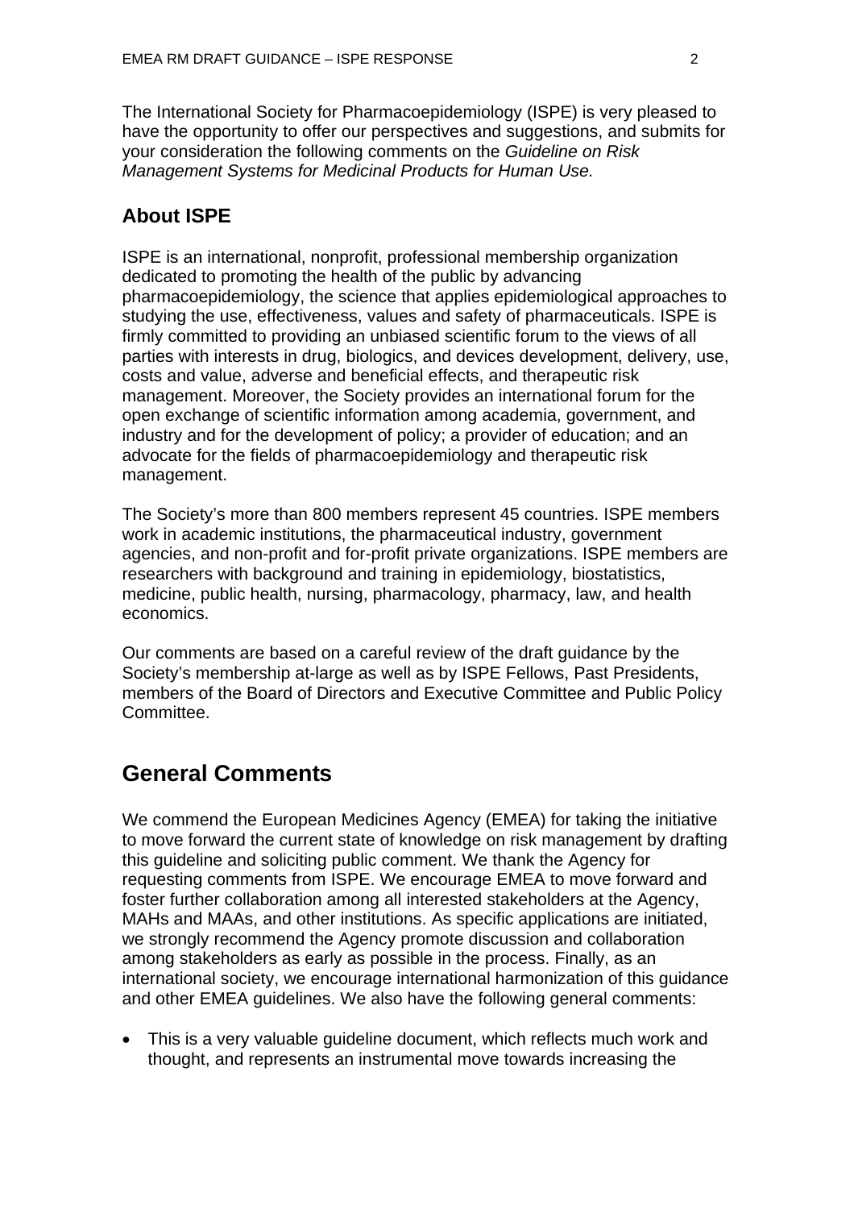The International Society for Pharmacoepidemiology (ISPE) is very pleased to have the opportunity to offer our perspectives and suggestions, and submits for your consideration the following comments on the *Guideline on Risk Management Systems for Medicinal Products for Human Use.*

### About ISPE

ISPE is an international, nonprofit, professional membership organization dedicated to promoting the health of the public by advancing pharmacoepidemiology, the science that applies epidemiological approaches to studying the use, effectiveness, values and safety of pharmaceuticals. ISPE is firmly committed to providing an unbiased scientific forum to the views of all parties with interests in drug, biologics, and devices development, delivery, use, costs and value, adverse and beneficial effects, and therapeutic risk management. Moreover, the Society provides an international forum for the open exchange of scientific information among academia, government, and industry and for the development of policy; a provider of education; and an advocate for the fields of pharmacoepidemiology and therapeutic risk management.

The Society's more than 800 members represent 45 countries. ISPE members work in academic institutions, the pharmaceutical industry, government agencies, and non-profit and for-profit private organizations. ISPE members are researchers with background and training in epidemiology, biostatistics, medicine, public health, nursing, pharmacology, pharmacy, law, and health economics.

Our comments are based on a careful review of the draft guidance by the Society's membership at-large as well as by ISPE Fellows, Past Presidents, members of the Board of Directors and Executive Committee and Public Policy Committee.

## General Comments

We commend the European Medicines Agency (EMEA) for taking the initiative to move forward the current state of knowledge on risk management by drafting this guideline and soliciting public comment. We thank the Agency for requesting comments from ISPE. We encourage EMEA to move forward and foster further collaboration among all interested stakeholders at the Agency, MAHs and MAAs, and other institutions. As specific applications are initiated, we strongly recommend the Agency promote discussion and collaboration among stakeholders as early as possible in the process. Finally, as an international society, we encourage international harmonization of this guidance and other EMEA guidelines. We also have the following general comments:

- This is a very valuable guideline document, which reflects much work and thought, and represents an instrumental move towards increasing the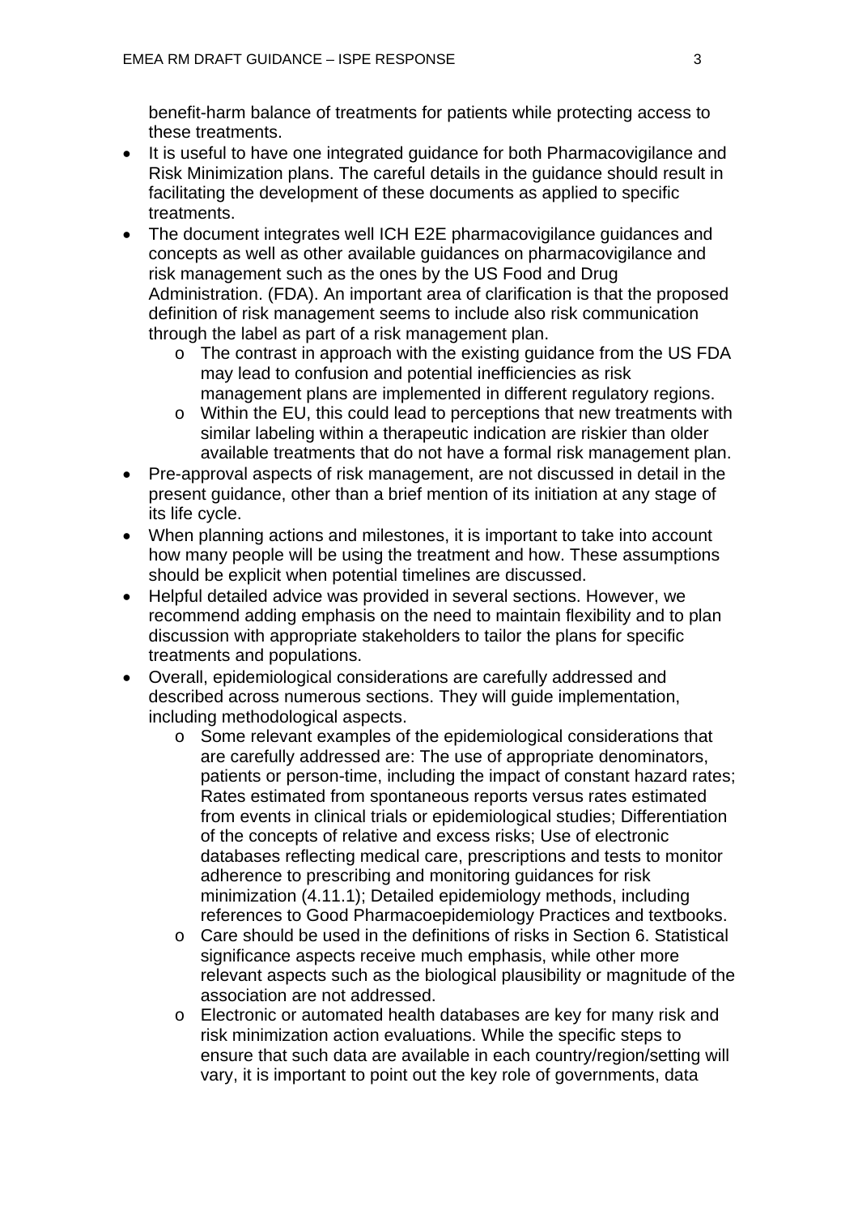benefit-harm balance of treatments for patients while protecting access to these treatments.

- It is useful to have one integrated guidance for both Pharmacovigilance and Risk Minimization plans. The careful details in the guidance should result in facilitating the development of these documents as applied to specific treatments.
- The document integrates well ICH E2E pharmacovigilance guidances and concepts as well as other available guidances on pharmacovigilance and risk management such as the ones by the US Food and Drug Administration. (FDA). An important area of clarification is that the proposed definition of risk management seems to include also risk communication through the label as part of a risk management plan.
  - The contrast in approach with the existing guidance from the US FDA may lead to confusion and potential inefficiencies as risk management plans are implemented in different regulatory regions.
  - Within the EU, this could lead to perceptions that new treatments with similar labeling within a therapeutic indication are riskier than older available treatments that do not have a formal risk management plan.
- Pre-approval aspects of risk management, are not discussed in detail in the present guidance, other than a brief mention of its initiation at any stage of its life cycle.
- When planning actions and milestones, it is important to take into account how many people will be using the treatment and how. These assumptions should be explicit when potential timelines are discussed.
- Helpful detailed advice was provided in several sections. However, we recommend adding emphasis on the need to maintain flexibility and to plan discussion with appropriate stakeholders to tailor the plans for specific treatments and populations.
- Overall, epidemiological considerations are carefully addressed and described across numerous sections. They will guide implementation, including methodological aspects.
  - Some relevant examples of the epidemiological considerations that are carefully addressed are: The use of appropriate denominators, patients or person-time, including the impact of constant hazard rates; Rates estimated from spontaneous reports versus rates estimated from events in clinical trials or epidemiological studies; Differentiation of the concepts of relative and excess risks; Use of electronic databases reflecting medical care, prescriptions and tests to monitor adherence to prescribing and monitoring guidances for risk minimization (4.11.1); Detailed epidemiology methods, including references to Good Pharmacoepidemiology Practices and textbooks.
  - Care should be used in the definitions of risks in Section 6. Statistical significance aspects receive much emphasis, while other more relevant aspects such as the biological plausibility or magnitude of the association are not addressed.
  - Electronic or automated health databases are key for many risk and risk minimization action evaluations. While the specific steps to ensure that such data are available in each country/region/setting will vary, it is important to point out the key role of governments, data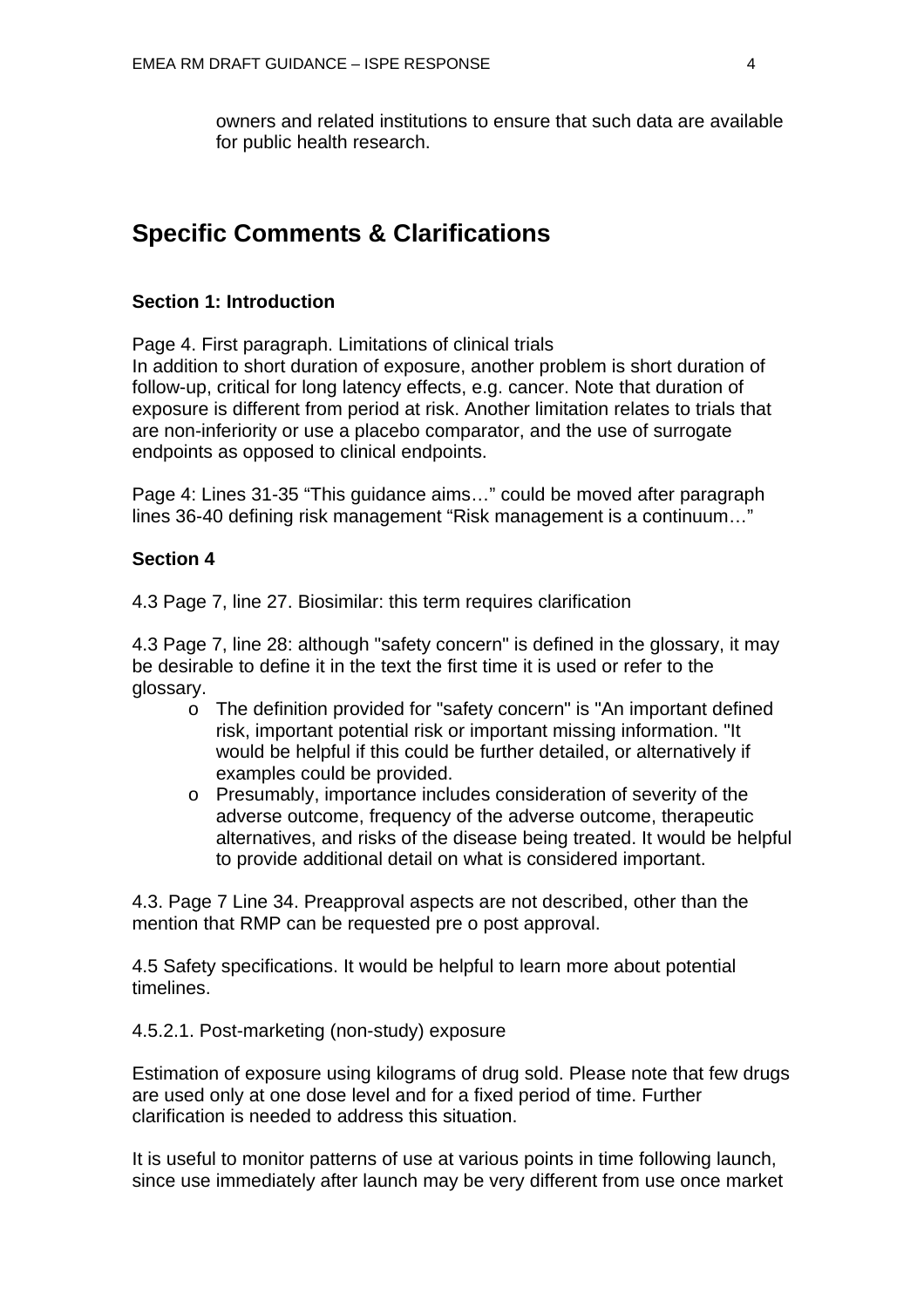owners and related institutions to ensure that such data are available for public health research.

## Specific Comments & Clarifications

### Section 1: Introduction

Page 4. First paragraph. Limitations of clinical trials
In addition to short duration of exposure, another problem is short duration of follow-up, critical for long latency effects, e.g. cancer. Note that duration of exposure is different from period at risk. Another limitation relates to trials that are non-inferiority or use a placebo comparator, and the use of surrogate endpoints as opposed to clinical endpoints.

Page 4: Lines 31-35 "This guidance aims…" could be moved after paragraph lines 36-40 defining risk management "Risk management is a continuum…"

### Section 4

4.3 Page 7, line 27. Biosimilar: this term requires clarification

4.3 Page 7, line 28: although "safety concern" is defined in the glossary, it may be desirable to define it in the text the first time it is used or refer to the glossary.

- The definition provided for "safety concern" is "An important defined risk, important potential risk or important missing information. "It would be helpful if this could be further detailed, or alternatively if examples could be provided.
- Presumably, importance includes consideration of severity of the adverse outcome, frequency of the adverse outcome, therapeutic alternatives, and risks of the disease being treated. It would be helpful to provide additional detail on what is considered important.

4.3. Page 7 Line 34. Preapproval aspects are not described, other than the mention that RMP can be requested pre o post approval.

4.5 Safety specifications. It would be helpful to learn more about potential timelines.

4.5.2.1. Post-marketing (non-study) exposure

Estimation of exposure using kilograms of drug sold. Please note that few drugs are used only at one dose level and for a fixed period of time. Further clarification is needed to address this situation.

It is useful to monitor patterns of use at various points in time following launch, since use immediately after launch may be very different from use once market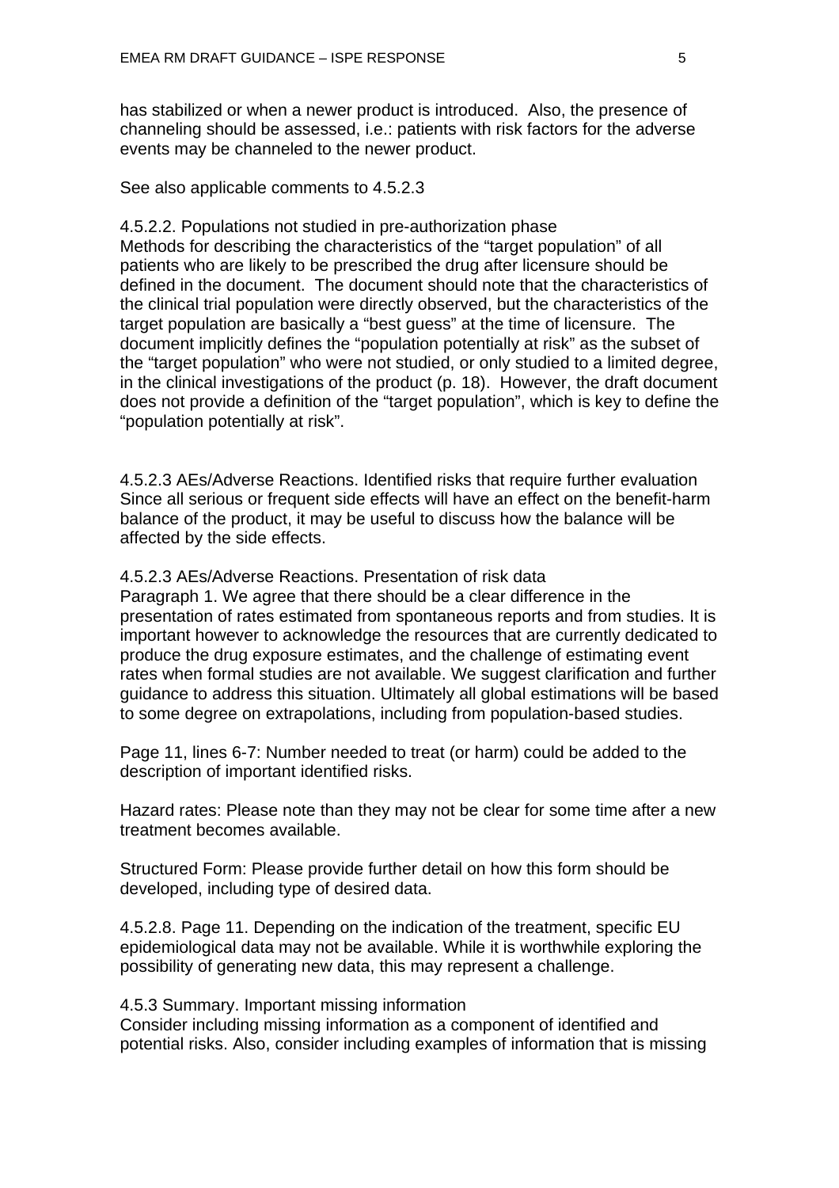has stabilized or when a newer product is introduced. Also, the presence of channeling should be assessed, i.e.: patients with risk factors for the adverse events may be channeled to the newer product.

See also applicable comments to 4.5.2.3

4.5.2.2. Populations not studied in pre-authorization phase
Methods for describing the characteristics of the "target population" of all patients who are likely to be prescribed the drug after licensure should be defined in the document. The document should note that the characteristics of the clinical trial population were directly observed, but the characteristics of the target population are basically a "best guess" at the time of licensure. The document implicitly defines the "population potentially at risk" as the subset of the "target population" who were not studied, or only studied to a limited degree, in the clinical investigations of the product (p. 18). However, the draft document does not provide a definition of the "target population", which is key to define the "population potentially at risk".

4.5.2.3 AEs/Adverse Reactions. Identified risks that require further evaluation
Since all serious or frequent side effects will have an effect on the benefit-harm balance of the product, it may be useful to discuss how the balance will be affected by the side effects.

4.5.2.3 AEs/Adverse Reactions. Presentation of risk data
Paragraph 1. We agree that there should be a clear difference in the presentation of rates estimated from spontaneous reports and from studies. It is important however to acknowledge the resources that are currently dedicated to produce the drug exposure estimates, and the challenge of estimating event rates when formal studies are not available. We suggest clarification and further guidance to address this situation. Ultimately all global estimations will be based to some degree on extrapolations, including from population-based studies.

Page 11, lines 6-7: Number needed to treat (or harm) could be added to the description of important identified risks.

Hazard rates: Please note than they may not be clear for some time after a new treatment becomes available.

Structured Form: Please provide further detail on how this form should be developed, including type of desired data.

4.5.2.8. Page 11. Depending on the indication of the treatment, specific EU epidemiological data may not be available. While it is worthwhile exploring the possibility of generating new data, this may represent a challenge.

4.5.3 Summary. Important missing information
Consider including missing information as a component of identified and potential risks. Also, consider including examples of information that is missing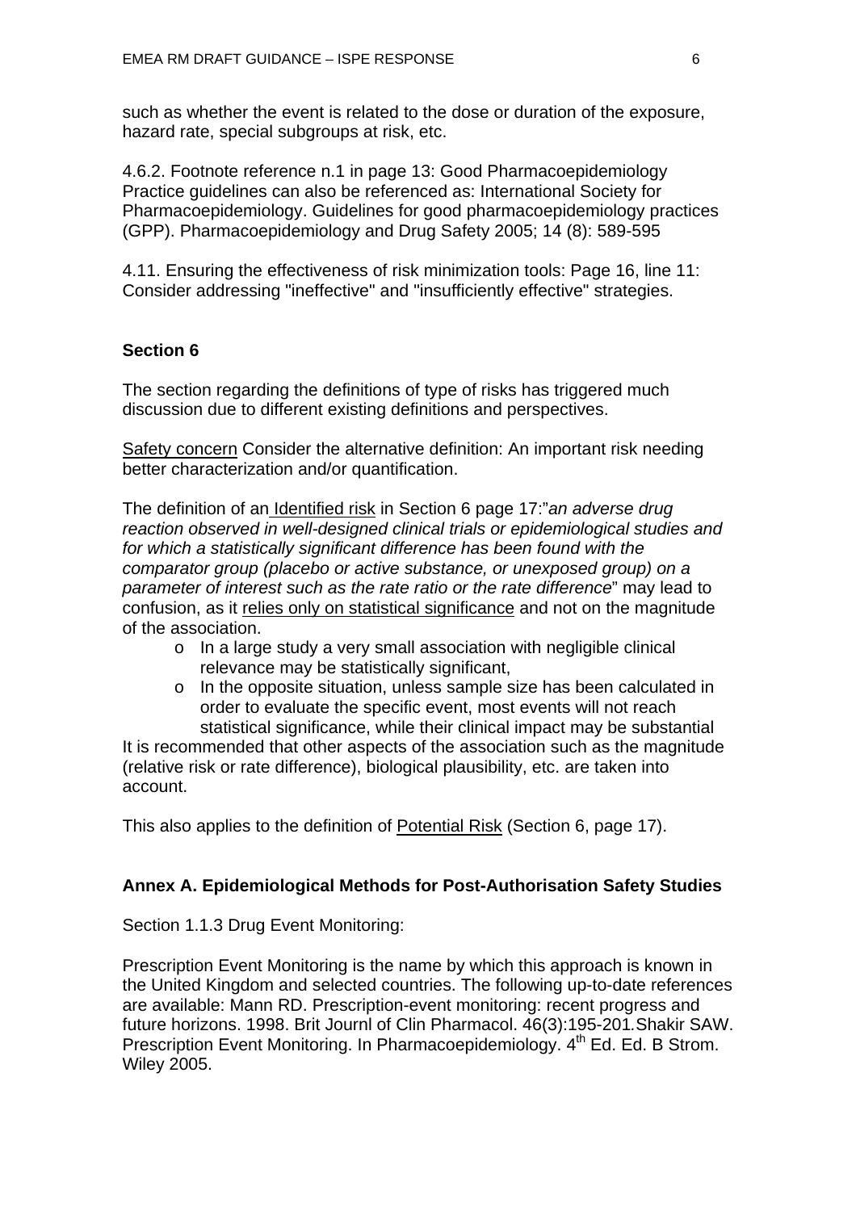such as whether the event is related to the dose or duration of the exposure, hazard rate, special subgroups at risk, etc.

4.6.2. Footnote reference n.1 in page 13: Good Pharmacoepidemiology Practice guidelines can also be referenced as: International Society for Pharmacoepidemiology. Guidelines for good pharmacoepidemiology practices (GPP). Pharmacoepidemiology and Drug Safety 2005; 14 (8): 589-595

4.11. Ensuring the effectiveness of risk minimization tools: Page 16, line 11: Consider addressing "ineffective" and "insufficiently effective" strategies.

### Section 6

The section regarding the definitions of type of risks has triggered much discussion due to different existing definitions and perspectives.

<u>Safety concern</u> Consider the alternative definition: An important risk needing better characterization and/or quantification.

The definition of an <u>Identified risk</u> in Section 6 page 17:"*an adverse drug reaction observed in well-designed clinical trials or epidemiological studies and for which a statistically significant difference has been found with the comparator group (placebo or active substance, or unexposed group) on a parameter of interest such as the rate ratio or the rate difference*" may lead to confusion, as it <u>relies only on statistical significance</u> and not on the magnitude of the association.

- In a large study a very small association with negligible clinical relevance may be statistically significant,
- In the opposite situation, unless sample size has been calculated in order to evaluate the specific event, most events will not reach statistical significance, while their clinical impact may be substantial

It is recommended that other aspects of the association such as the magnitude (relative risk or rate difference), biological plausibility, etc. are taken into account.

This also applies to the definition of <u>Potential Risk</u> (Section 6, page 17).

### Annex A. Epidemiological Methods for Post-Authorisation Safety Studies

Section 1.1.3 Drug Event Monitoring:

Prescription Event Monitoring is the name by which this approach is known in the United Kingdom and selected countries. The following up-to-date references are available: Mann RD. Prescription-event monitoring: recent progress and future horizons. 1998. Brit Journl of Clin Pharmacol. 46(3):195-201.Shakir SAW. Prescription Event Monitoring. In Pharmacoepidemiology. 4th Ed. Ed. B Strom. Wiley 2005.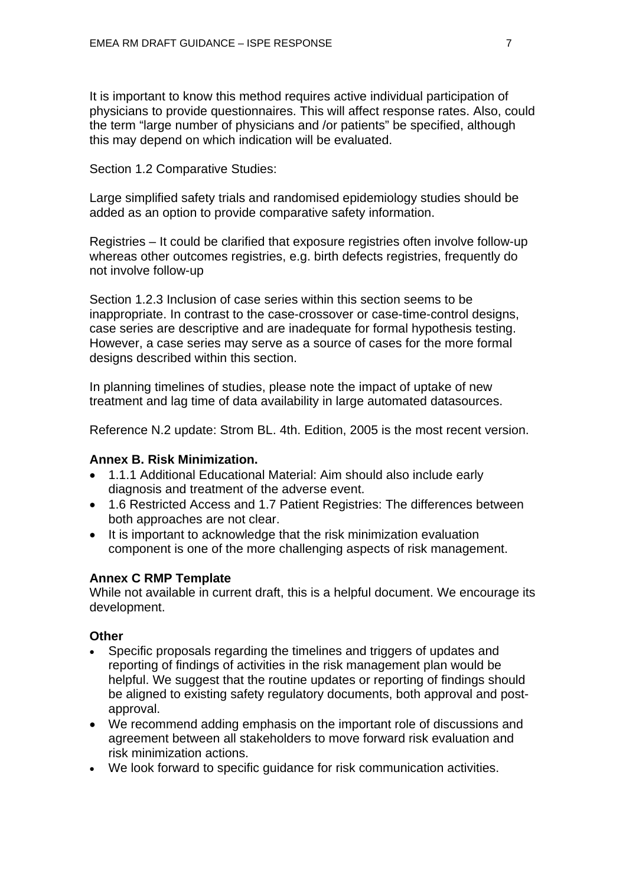It is important to know this method requires active individual participation of physicians to provide questionnaires. This will affect response rates. Also, could the term "large number of physicians and /or patients" be specified, although this may depend on which indication will be evaluated.

Section 1.2 Comparative Studies:

Large simplified safety trials and randomised epidemiology studies should be added as an option to provide comparative safety information.

Registries – It could be clarified that exposure registries often involve follow-up whereas other outcomes registries, e.g. birth defects registries, frequently do not involve follow-up

Section 1.2.3 Inclusion of case series within this section seems to be inappropriate. In contrast to the case-crossover or case-time-control designs, case series are descriptive and are inadequate for formal hypothesis testing. However, a case series may serve as a source of cases for the more formal designs described within this section.

In planning timelines of studies, please note the impact of uptake of new treatment and lag time of data availability in large automated datasources.

Reference N.2 update: Strom BL. 4th. Edition, 2005 is the most recent version.

**Annex B. Risk Minimization.**

- 1.1.1 Additional Educational Material: Aim should also include early diagnosis and treatment of the adverse event.
- 1.6 Restricted Access and 1.7 Patient Registries: The differences between both approaches are not clear.
- It is important to acknowledge that the risk minimization evaluation component is one of the more challenging aspects of risk management.

**Annex C RMP Template**

While not available in current draft, this is a helpful document. We encourage its development.

**Other**

- Specific proposals regarding the timelines and triggers of updates and reporting of findings of activities in the risk management plan would be helpful. We suggest that the routine updates or reporting of findings should be aligned to existing safety regulatory documents, both approval and post-approval.
- We recommend adding emphasis on the important role of discussions and agreement between all stakeholders to move forward risk evaluation and risk minimization actions.
- We look forward to specific guidance for risk communication activities.